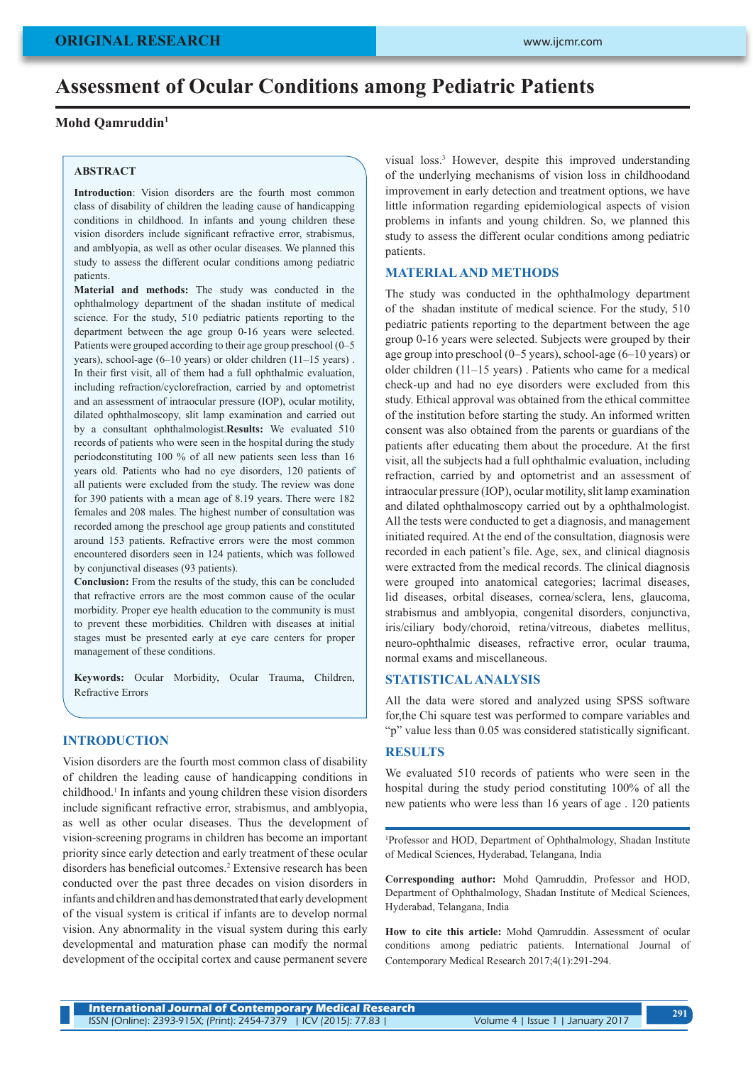ORIGINAL RESEARCH

# Assessment of Ocular Conditions among Pediatric Patients

**Mohd Qamruddin**[1]

## ABSTRACT

**Introduction**: Vision disorders are the fourth most common class of disability of children the leading cause of handicapping conditions in childhood. In infants and young children these vision disorders include significant refractive error, strabismus, and amblyopia, as well as other ocular diseases. We planned this study to assess the different ocular conditions among pediatric patients.

**Material and methods:** The study was conducted in the ophthalmology department of the shadan institute of medical science. For the study, 510 pediatric patients reporting to the department between the age group 0-16 years were selected. Patients were grouped according to their age group preschool (0–5 years), school-age (6–10 years) or older children (11–15 years) . In their first visit, all of them had a full ophthalmic evaluation, including refraction/cyclorefraction, carried by and optometrist and an assessment of intraocular pressure (IOP), ocular motility, dilated ophthalmoscopy, slit lamp examination and carried out by a consultant ophthalmologist.**Results:** We evaluated 510 records of patients who were seen in the hospital during the study periodconstituting 100 % of all new patients seen less than 16 years old. Patients who had no eye disorders, 120 patients of all patients were excluded from the study. The review was done for 390 patients with a mean age of 8.19 years. There were 182 females and 208 males. The highest number of consultation was recorded among the preschool age group patients and constituted around 153 patients. Refractive errors were the most common encountered disorders seen in 124 patients, which was followed by conjunctival diseases (93 patients).

**Conclusion:** From the results of the study, this can be concluded that refractive errors are the most common cause of the ocular morbidity. Proper eye health education to the community is must to prevent these morbidities. Children with diseases at initial stages must be presented early at eye care centers for proper management of these conditions.

**Keywords:** Ocular Morbidity, Ocular Trauma, Children, Refractive Errors

## INTRODUCTION

Vision disorders are the fourth most common class of disability of children the leading cause of handicapping conditions in childhood.[1] In infants and young children these vision disorders include significant refractive error, strabismus, and amblyopia, as well as other ocular diseases. Thus the development of vision-screening programs in children has become an important priority since early detection and early treatment of these ocular disorders has beneficial outcomes.[2] Extensive research has been conducted over the past three decades on vision disorders in infants and children and has demonstrated that early development of the visual system is critical if infants are to develop normal vision. Any abnormality in the visual system during this early developmental and maturation phase can modify the normal development of the occipital cortex and cause permanent severe visual loss.[3] However, despite this improved understanding of the underlying mechanisms of vision loss in childhoodand improvement in early detection and treatment options, we have little information regarding epidemiological aspects of vision problems in infants and young children. So, we planned this study to assess the different ocular conditions among pediatric patients.

## MATERIAL AND METHODS

The study was conducted in the ophthalmology department of the shadan institute of medical science. For the study, 510 pediatric patients reporting to the department between the age group 0-16 years were selected. Subjects were grouped by their age group into preschool (0–5 years), school-age (6–10 years) or older children (11–15 years) . Patients who came for a medical check-up and had no eye disorders were excluded from this study. Ethical approval was obtained from the ethical committee of the institution before starting the study. An informed written consent was also obtained from the parents or guardians of the patients after educating them about the procedure. At the first visit, all the subjects had a full ophthalmic evaluation, including refraction, carried by and optometrist and an assessment of intraocular pressure (IOP), ocular motility, slit lamp examination and dilated ophthalmoscopy carried out by a ophthalmologist. All the tests were conducted to get a diagnosis, and management initiated required. At the end of the consultation, diagnosis were recorded in each patient's file. Age, sex, and clinical diagnosis were extracted from the medical records. The clinical diagnosis were grouped into anatomical categories; lacrimal diseases, lid diseases, orbital diseases, cornea/sclera, lens, glaucoma, strabismus and amblyopia, congenital disorders, conjunctiva, iris/ciliary body/choroid, retina/vitreous, diabetes mellitus, neuro-ophthalmic diseases, refractive error, ocular trauma, normal exams and miscellaneous.

## STATISTICAL ANALYSIS

All the data were stored and analyzed using SPSS software for,the Chi square test was performed to compare variables and "p" value less than 0.05 was considered statistically significant.

## RESULTS

We evaluated 510 records of patients who were seen in the hospital during the study period constituting 100% of all the new patients who were less than 16 years of age . 120 patients

[1]Professor and HOD, Department of Ophthalmology, Shadan Institute of Medical Sciences, Hyderabad, Telangana, India

**Corresponding author:** Mohd Qamruddin, Professor and HOD, Department of Ophthalmology, Shadan Institute of Medical Sciences, Hyderabad, Telangana, India

**How to cite this article:** Mohd Qamruddin. Assessment of ocular conditions among pediatric patients. International Journal of Contemporary Medical Research 2017;4(1):291-294.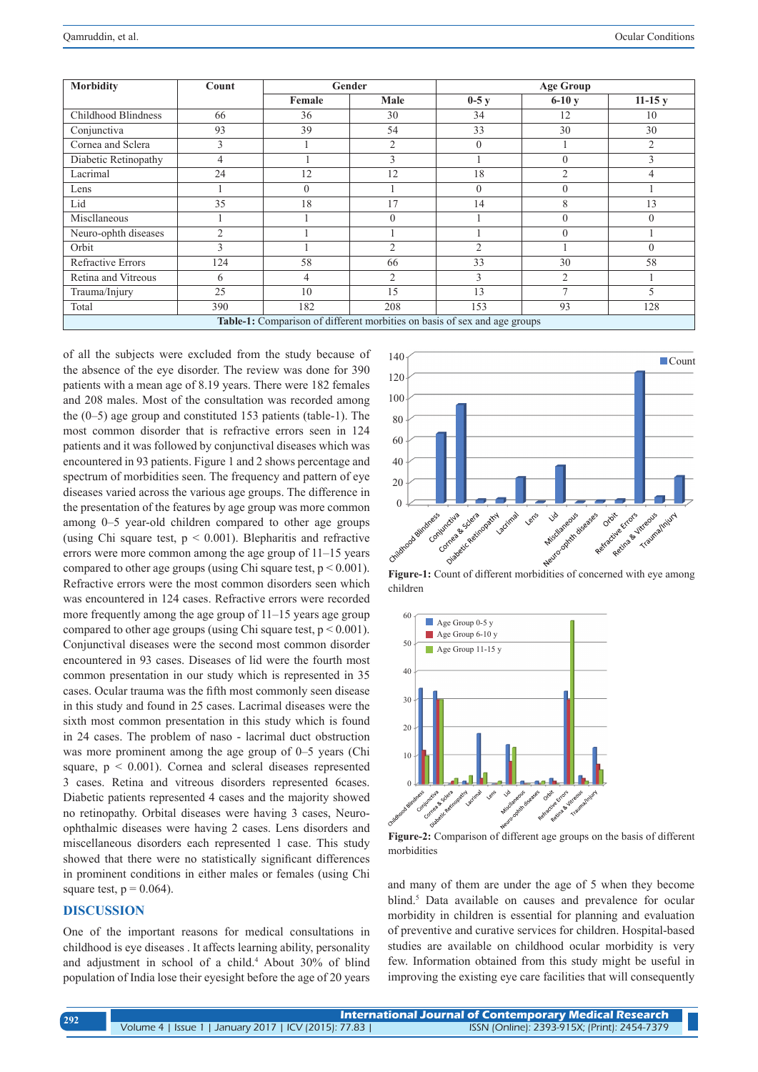| Morbidity | Count | Gender | | Age Group | | |
|---|---|---|---|---|---|---|
| | | Female | Male | 0-5 y | 6-10 y | 11-15 y |
| Childhood Blindness | 66 | 36 | 30 | 34 | 12 | 10 |
| Conjunctiva | 93 | 39 | 54 | 33 | 30 | 30 |
| Cornea and Sclera | 3 | 1 | 2 | 0 | 1 | 2 |
| Diabetic Retinopathy | 4 | 1 | 3 | 1 | 0 | 3 |
| Lacrimal | 24 | 12 | 12 | 18 | 2 | 4 |
| Lens | 1 | 0 | 1 | 0 | 0 | 1 |
| Lid | 35 | 18 | 17 | 14 | 8 | 13 |
| Miscllaneous | 1 | 1 | 0 | 1 | 0 | 0 |
| Neuro-ophth diseases | 2 | 1 | 1 | 1 | 0 | 1 |
| Orbit | 3 | 1 | 2 | 2 | 1 | 0 |
| Refractive Errors | 124 | 58 | 66 | 33 | 30 | 58 |
| Retina and Vitreous | 6 | 4 | 2 | 3 | 2 | 1 |
| Trauma/Injury | 25 | 10 | 15 | 13 | 7 | 5 |
| Total | 390 | 182 | 208 | 153 | 93 | 128 |

**Table-1:** Comparison of different morbities on basis of sex and age groups

of all the subjects were excluded from the study because of the absence of the eye disorder. The review was done for 390 patients with a mean age of 8.19 years. There were 182 females and 208 males. Most of the consultation was recorded among the (0–5) age group and constituted 153 patients (table-1). The most common disorder that is refractive errors seen in 124 patients and it was followed by conjunctival diseases which was encountered in 93 patients. Figure 1 and 2 shows percentage and spectrum of morbidities seen. The frequency and pattern of eye diseases varied across the various age groups. The difference in the presentation of the features by age group was more common among 0–5 year-old children compared to other age groups (using Chi square test, $p < 0.001$). Blepharitis and refractive errors were more common among the age group of 11–15 years compared to other age groups (using Chi square test, $p < 0.001$). Refractive errors were the most common disorders seen which was encountered in 124 cases. Refractive errors were recorded more frequently among the age group of 11–15 years age group compared to other age groups (using Chi square test, $p < 0.001$). Conjunctival diseases were the second most common disorder encountered in 93 cases. Diseases of lid were the fourth most common presentation in our study which is represented in 35 cases. Ocular trauma was the fifth most commonly seen disease in this study and found in 25 cases. Lacrimal diseases were the sixth most common presentation in this study which is found in 24 cases. The problem of naso - lacrimal duct obstruction was more prominent among the age group of 0–5 years (Chi square, $p < 0.001$). Cornea and scleral diseases represented 3 cases. Retina and vitreous disorders represented 6cases. Diabetic patients represented 4 cases and the majority showed no retinopathy. Orbital diseases were having 3 cases, Neuro-ophthalmic diseases were having 2 cases. Lens disorders and miscellaneous disorders each represented 1 case. This study showed that there were no statistically significant differences in prominent conditions in either males or females (using Chi square test, $p = 0.064$).

**Figure-1:** Count of different morbidities of concerned with eye among children

**Figure-2:** Comparison of different age groups on the basis of different morbidities

## DISCUSSION

One of the important reasons for medical consultations in childhood is eye diseases . It affects learning ability, personality and adjustment in school of a child.[4] About 30% of blind population of India lose their eyesight before the age of 20 years and many of them are under the age of 5 when they become blind.[5] Data available on causes and prevalence for ocular morbidity in children is essential for planning and evaluation of preventive and curative services for children. Hospital-based studies are available on childhood ocular morbidity is very few. Information obtained from this study might be useful in improving the existing eye care facilities that will consequently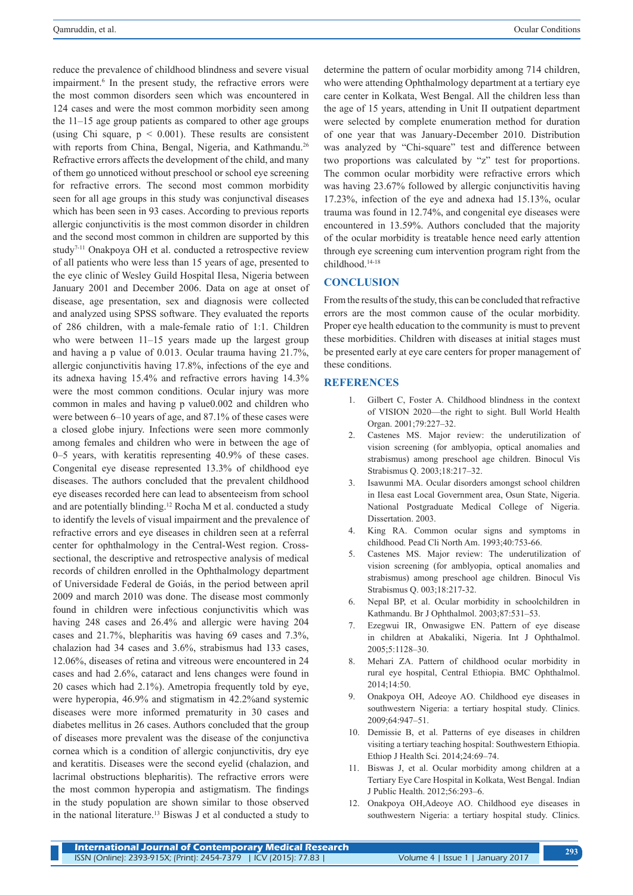reduce the prevalence of childhood blindness and severe visual impairment.[6] In the present study, the refractive errors were the most common disorders seen which was encountered in 124 cases and were the most common morbidity seen among the 11–15 age group patients as compared to other age groups (using Chi square, $p < 0.001$). These results are consistent with reports from China, Bengal, Nigeria, and Kathmandu.[26] Refractive errors affects the development of the child, and many of them go unnoticed without preschool or school eye screening for refractive errors. The second most common morbidity seen for all age groups in this study was conjunctival diseases which has been seen in 93 cases. According to previous reports allergic conjunctivitis is the most common disorder in children and the second most common in children are supported by this study[7-11] Onakpoya OH et al. conducted a retrospective review of all patients who were less than 15 years of age, presented to the eye clinic of Wesley Guild Hospital Ilesa, Nigeria between January 2001 and December 2006. Data on age at onset of disease, age presentation, sex and diagnosis were collected and analyzed using SPSS software. They evaluated the reports of 286 children, with a male-female ratio of 1:1. Children who were between 11–15 years made up the largest group and having a p value of 0.013. Ocular trauma having 21.7%, allergic conjunctivitis having 17.8%, infections of the eye and its adnexa having 15.4% and refractive errors having 14.3% were the most common conditions. Ocular injury was more common in males and having p value0.002 and children who were between 6–10 years of age, and 87.1% of these cases were a closed globe injury. Infections were seen more commonly among females and children who were in between the age of 0–5 years, with keratitis representing 40.9% of these cases. Congenital eye disease represented 13.3% of childhood eye diseases. The authors concluded that the prevalent childhood eye diseases recorded here can lead to absenteeism from school and are potentially blinding.[12] Rocha M et al. conducted a study to identify the levels of visual impairment and the prevalence of refractive errors and eye diseases in children seen at a referral center for ophthalmology in the Central-West region. Cross-sectional, the descriptive and retrospective analysis of medical records of children enrolled in the Ophthalmology department of Universidade Federal de Goiás, in the period between april 2009 and march 2010 was done. The disease most commonly found in children were infectious conjunctivitis which was having 248 cases and 26.4% and allergic were having 204 cases and 21.7%, blepharitis was having 69 cases and 7.3%, chalazion had 34 cases and 3.6%, strabismus had 133 cases, 12.06%, diseases of retina and vitreous were encountered in 24 cases and had 2.6%, cataract and lens changes were found in 20 cases which had 2.1%). Ametropia frequently told by eye, were hyperopia, 46.9% and stigmatism in 42.2%and systemic diseases were more informed prematurity in 30 cases and diabetes mellitus in 26 cases. Authors concluded that the group of diseases more prevalent was the disease of the conjunctiva cornea which is a condition of allergic conjunctivitis, dry eye and keratitis. Diseases were the second eyelid (chalazion, and lacrimal obstructions blepharitis). The refractive errors were the most common hyperopia and astigmatism. The findings in the study population are shown similar to those observed in the national literature.[13] Biswas J et al conducted a study to determine the pattern of ocular morbidity among 714 children, who were attending Ophthalmology department at a tertiary eye care center in Kolkata, West Bengal. All the children less than the age of 15 years, attending in Unit II outpatient department were selected by complete enumeration method for duration of one year that was January-December 2010. Distribution was analyzed by "Chi-square" test and difference between two proportions was calculated by "z" test for proportions. The common ocular morbidity were refractive errors which was having 23.67% followed by allergic conjunctivitis having 17.23%, infection of the eye and adnexa had 15.13%, ocular trauma was found in 12.74%, and congenital eye diseases were encountered in 13.59%. Authors concluded that the majority of the ocular morbidity is treatable hence need early attention through eye screening cum intervention program right from the childhood.[14-18]

## CONCLUSION

From the results of the study, this can be concluded that refractive errors are the most common cause of the ocular morbidity. Proper eye health education to the community is must to prevent these morbidities. Children with diseases at initial stages must be presented early at eye care centers for proper management of these conditions.

## REFERENCES

1. Gilbert C, Foster A. Childhood blindness in the context of VISION 2020—the right to sight. Bull World Health Organ. 2001;79:227–32.
2. Castenes MS. Major review: the underutilization of vision screening (for amblyopia, optical anomalies and strabismus) among preschool age children. Binocul Vis Strabismus Q. 2003;18:217–32.
3. Isawunmi MA. Ocular disorders amongst school children in Ilesa east Local Government area, Osun State, Nigeria. National Postgraduate Medical College of Nigeria. Dissertation. 2003.
4. King RA. Common ocular signs and symptoms in childhood. Pead Cli North Am. 1993;40:753-66.
5. Castenes MS. Major review: The underutilization of vision screening (for amblyopia, optical anomalies and strabismus) among preschool age children. Binocul Vis Strabismus Q. 003;18:217-32.
6. Nepal BP, et al. Ocular morbidity in schoolchildren in Kathmandu. Br J Ophthalmol. 2003;87:531–53.
7. Ezegwui IR, Onwasigwe EN. Pattern of eye disease in children at Abakaliki, Nigeria. Int J Ophthalmol. 2005;5:1128–30.
8. Mehari ZA. Pattern of childhood ocular morbidity in rural eye hospital, Central Ethiopia. BMC Ophthalmol. 2014;14:50.
9. Onakpoya OH, Adeoye AO. Childhood eye diseases in southwestern Nigeria: a tertiary hospital study. Clinics. 2009;64:947–51.
10. Demissie B, et al. Patterns of eye diseases in children visiting a tertiary teaching hospital: Southwestern Ethiopia. Ethiop J Health Sci. 2014;24:69–74.
11. Biswas J, et al. Ocular morbidity among children at a Tertiary Eye Care Hospital in Kolkata, West Bengal. Indian J Public Health. 2012;56:293–6.
12. Onakpoya OH,Adeoye AO. Childhood eye diseases in southwestern Nigeria: a tertiary hospital study. Clinics.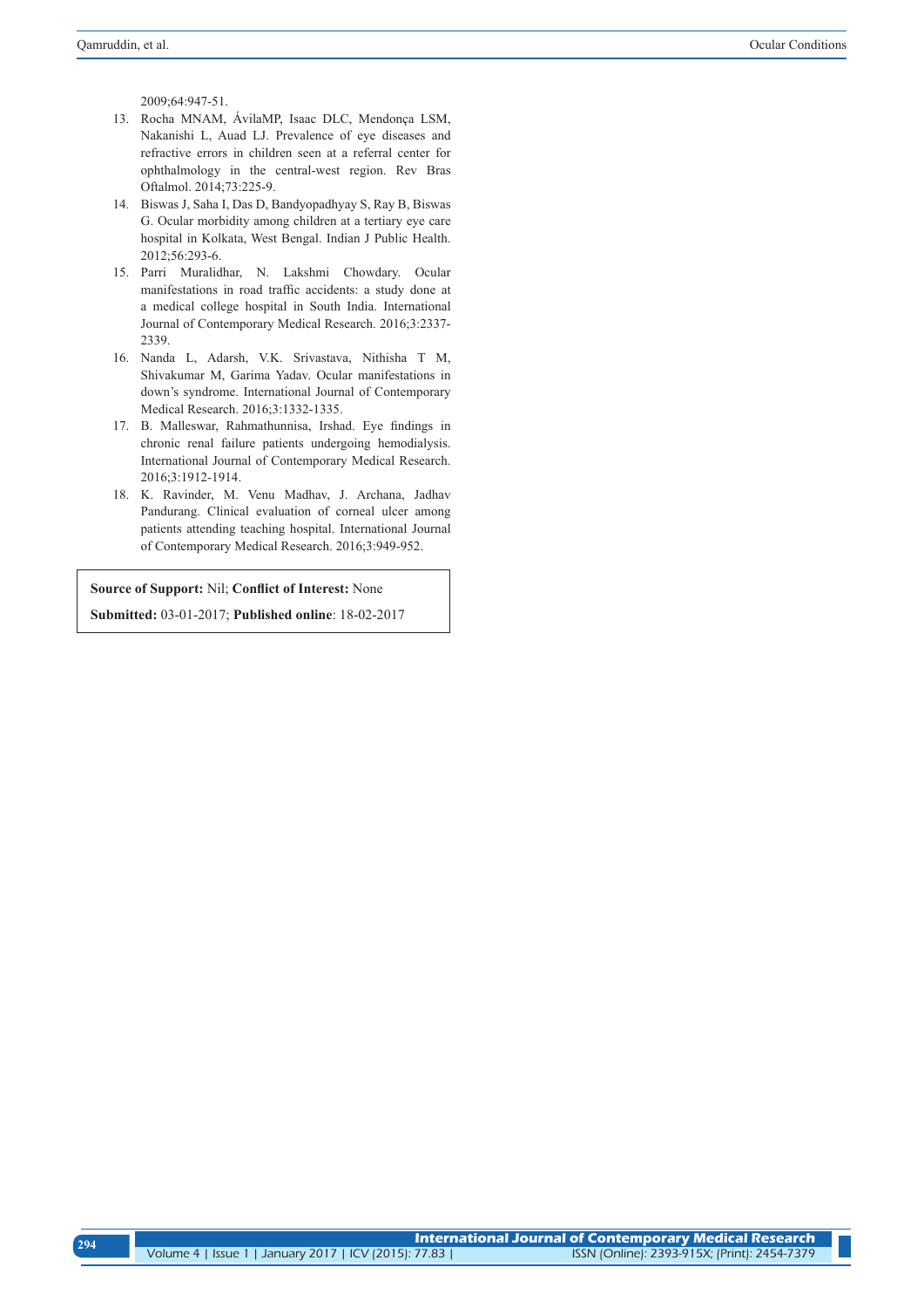2009;64:947-51.

13. Rocha MNAM, ÁvilaMP, Isaac DLC, Mendonça LSM, Nakanishi L, Auad LJ. Prevalence of eye diseases and refractive errors in children seen at a referral center for ophthalmology in the central-west region. Rev Bras Oftalmol. 2014;73:225-9.
14. Biswas J, Saha I, Das D, Bandyopadhyay S, Ray B, Biswas G. Ocular morbidity among children at a tertiary eye care hospital in Kolkata, West Bengal. Indian J Public Health. 2012;56:293-6.
15. Parri Muralidhar, N. Lakshmi Chowdary. Ocular manifestations in road traffic accidents: a study done at a medical college hospital in South India. International Journal of Contemporary Medical Research. 2016;3:2337-2339.
16. Nanda L, Adarsh, V.K. Srivastava, Nithisha T M, Shivakumar M, Garima Yadav. Ocular manifestations in down's syndrome. International Journal of Contemporary Medical Research. 2016;3:1332-1335.
17. B. Malleswar, Rahmathunnisa, Irshad. Eye findings in chronic renal failure patients undergoing hemodialysis. International Journal of Contemporary Medical Research. 2016;3:1912-1914.
18. K. Ravinder, M. Venu Madhav, J. Archana, Jadhav Pandurang. Clinical evaluation of corneal ulcer among patients attending teaching hospital. International Journal of Contemporary Medical Research. 2016;3:949-952.

**Source of Support:** Nil; **Conflict of Interest:** None

**Submitted:** 03-01-2017; **Published online**: 18-02-2017